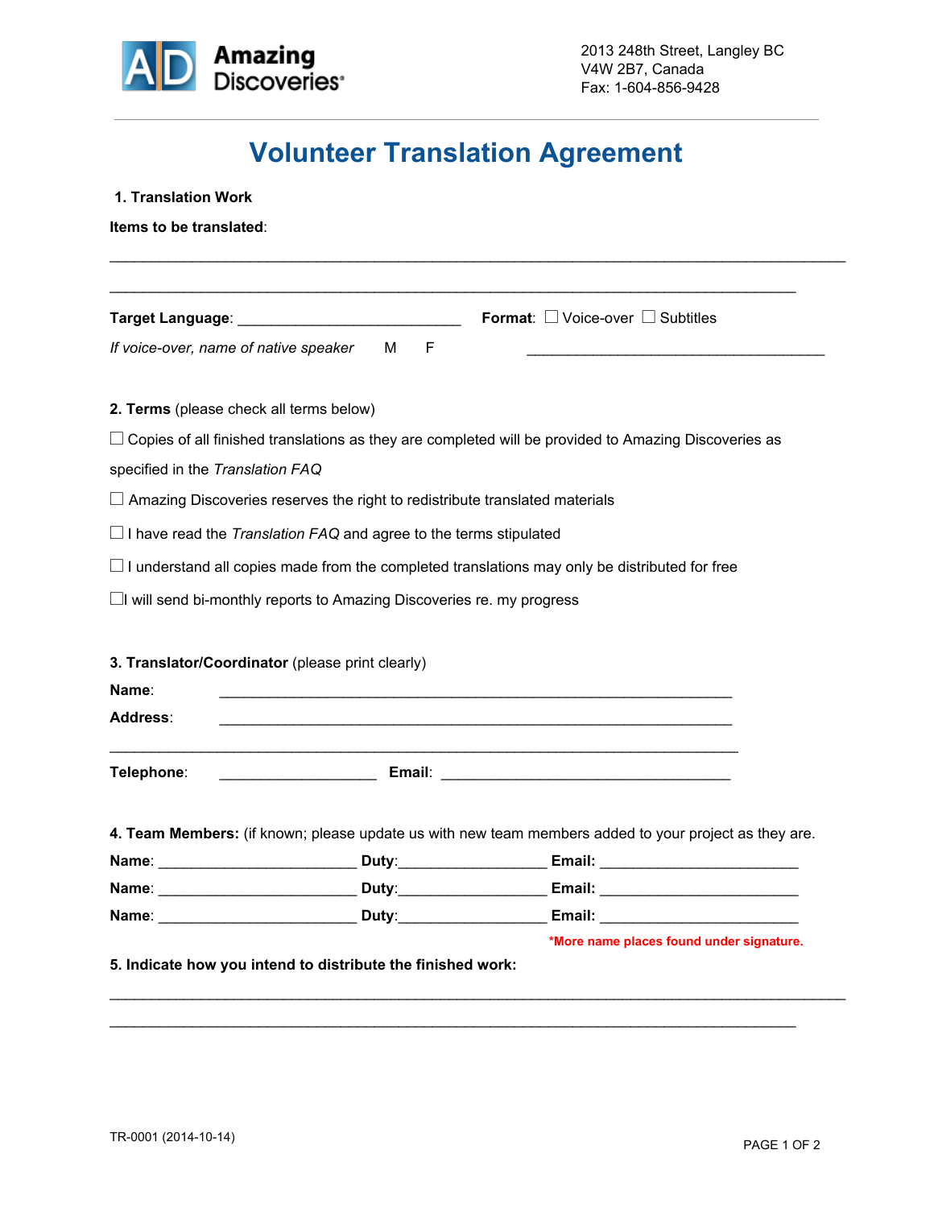Amazing Discoveries®

2013 248th Street, Langley BC
V4W 2B7, Canada
Fax: 1-604-856-9428

# Volunteer Translation Agreement

**1. Translation Work**

**Items to be translated**:

______________________________________________________________________________

__________________________________________________________________________

**Target Language**: ________________________ **Format**: ☐ Voice-over ☐ Subtitles

*If voice-over, name of native speaker* M F ________________________________

**2. Terms** (please check all terms below)

☐ Copies of all finished translations as they are completed will be provided to Amazing Discoveries as specified in the *Translation FAQ*

☐ Amazing Discoveries reserves the right to redistribute translated materials

☐ I have read the *Translation FAQ* and agree to the terms stipulated

☐ I understand all copies made from the completed translations may only be distributed for free

☐I will send bi-monthly reports to Amazing Discoveries re. my progress

**3. Translator/Coordinator** (please print clearly)

**Name**: _______________________________________________________

**Address**: _______________________________________________________

__________________________________________________________________

**Telephone**: ________________ **Email**: ________________________________

**4. Team Members:** (if known; please update us with new team members added to your project as they are.

**Name**: _____________________ **Duty**:________________ **Email:** _____________________

**Name**: _____________________ **Duty**:________________ **Email:** _____________________

**Name**: _____________________ **Duty**:________________ **Email:** _____________________

***More name places found under signature.**

**5. Indicate how you intend to distribute the finished work:**

______________________________________________________________________________

__________________________________________________________________________

TR-0001 (2014-10-14)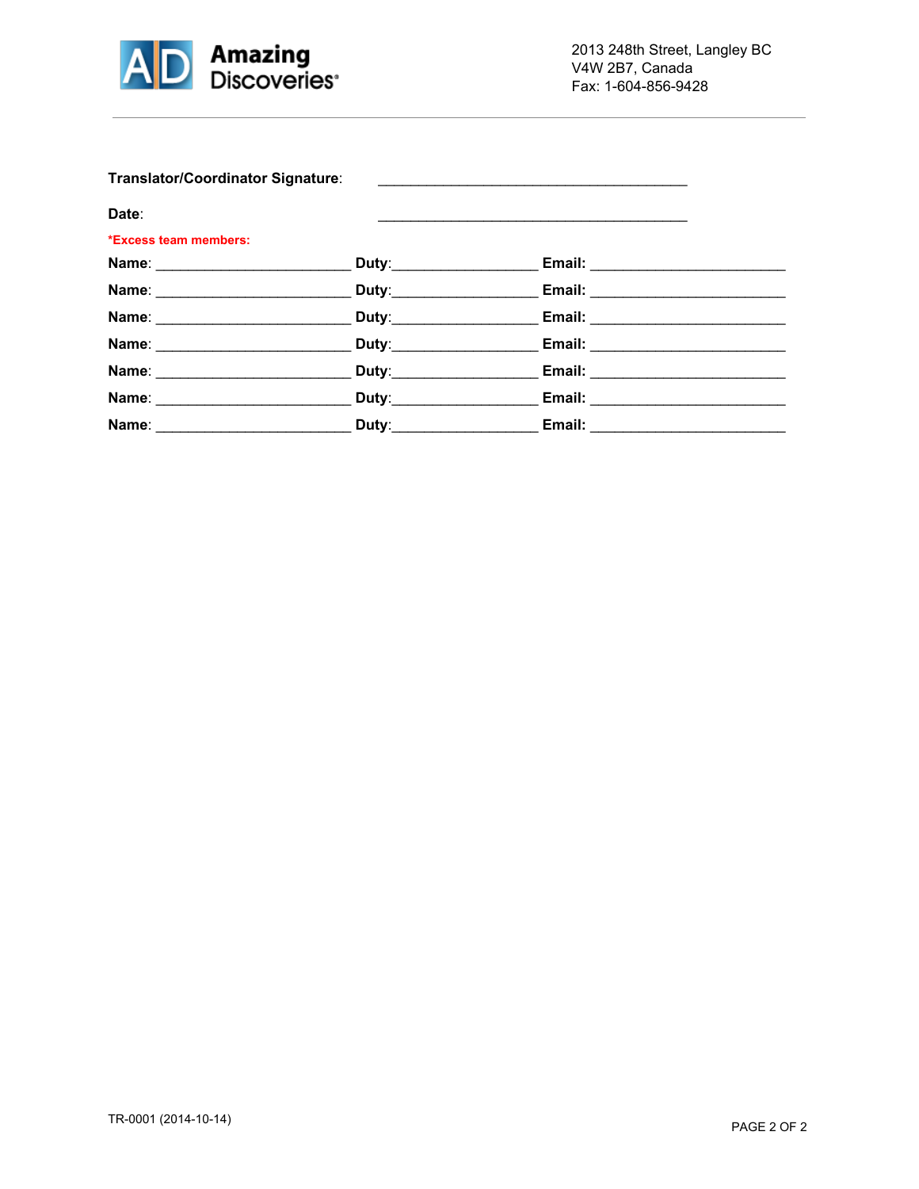Amazing Discoveries

2013 248th Street, Langley BC
V4W 2B7, Canada
Fax: 1-604-856-9428

**Translator/Coordinator Signature**: ______________________________________

**Date**: ______________________________________

***Excess team members:**

**Name**: ________________________ **Duty**:__________________ **Email**: ________________________

**Name**: ________________________ **Duty**:__________________ **Email**: ________________________

**Name**: ________________________ **Duty**:__________________ **Email**: ________________________

**Name**: ________________________ **Duty**:__________________ **Email**: ________________________

**Name**: ________________________ **Duty**:__________________ **Email**: ________________________

**Name**: ________________________ **Duty**:__________________ **Email**: ________________________

**Name**: ________________________ **Duty**:__________________ **Email**: ________________________

TR-0001 (2014-10-14)